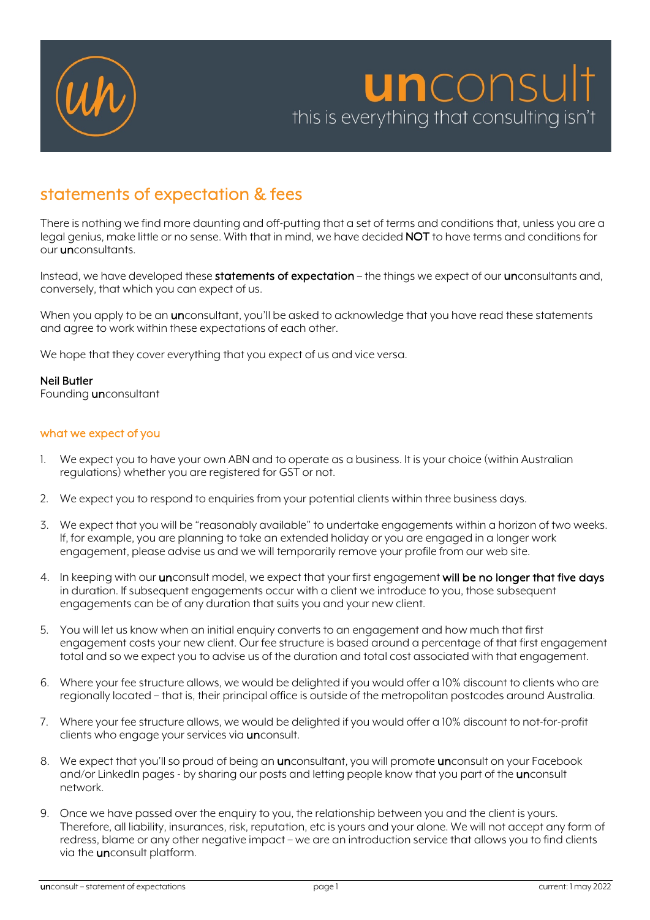# **un**consult

this is everything that consulting isn't

## statements of expectation & fees

There is nothing we find more daunting and off-putting that a set of terms and conditions that, unless you are a legal genius, make little or no sense. With that in mind, we have decided **NOT** to have terms and conditions for our **un**consultants.

Instead, we have developed these **statements of expectation** – the things we expect of our **un**consultants and, conversely, that which you can expect of us.

When you apply to be an **un**consultant, you'll be asked to acknowledge that you have read these statements and agree to work within these expectations of each other.

We hope that they cover everything that you expect of us and vice versa.

**Neil Butler**
Founding **un**consultant

### what we expect of you

1. We expect you to have your own ABN and to operate as a business. It is your choice (within Australian regulations) whether you are registered for GST or not.

2. We expect you to respond to enquiries from your potential clients within three business days.

3. We expect that you will be "reasonably available" to undertake engagements within a horizon of two weeks. If, for example, you are planning to take an extended holiday or you are engaged in a longer work engagement, please advise us and we will temporarily remove your profile from our web site.

4. In keeping with our **un**consult model, we expect that your first engagement **will be no longer that five days** in duration. If subsequent engagements occur with a client we introduce to you, those subsequent engagements can be of any duration that suits you and your new client.

5. You will let us know when an initial enquiry converts to an engagement and how much that first engagement costs your new client. Our fee structure is based around a percentage of that first engagement total and so we expect you to advise us of the duration and total cost associated with that engagement.

6. Where your fee structure allows, we would be delighted if you would offer a 10% discount to clients who are regionally located – that is, their principal office is outside of the metropolitan postcodes around Australia.

7. Where your fee structure allows, we would be delighted if you would offer a 10% discount to not-for-profit clients who engage your services via **un**consult.

8. We expect that you'll so proud of being an **un**consultant, you will promote **un**consult on your Facebook and/or LinkedIn pages - by sharing our posts and letting people know that you part of the **un**consult network.

9. Once we have passed over the enquiry to you, the relationship between you and the client is yours. Therefore, all liability, insurances, risk, reputation, etc is yours and your alone. We will not accept any form of redress, blame or any other negative impact – we are an introduction service that allows you to find clients via the **un**consult platform.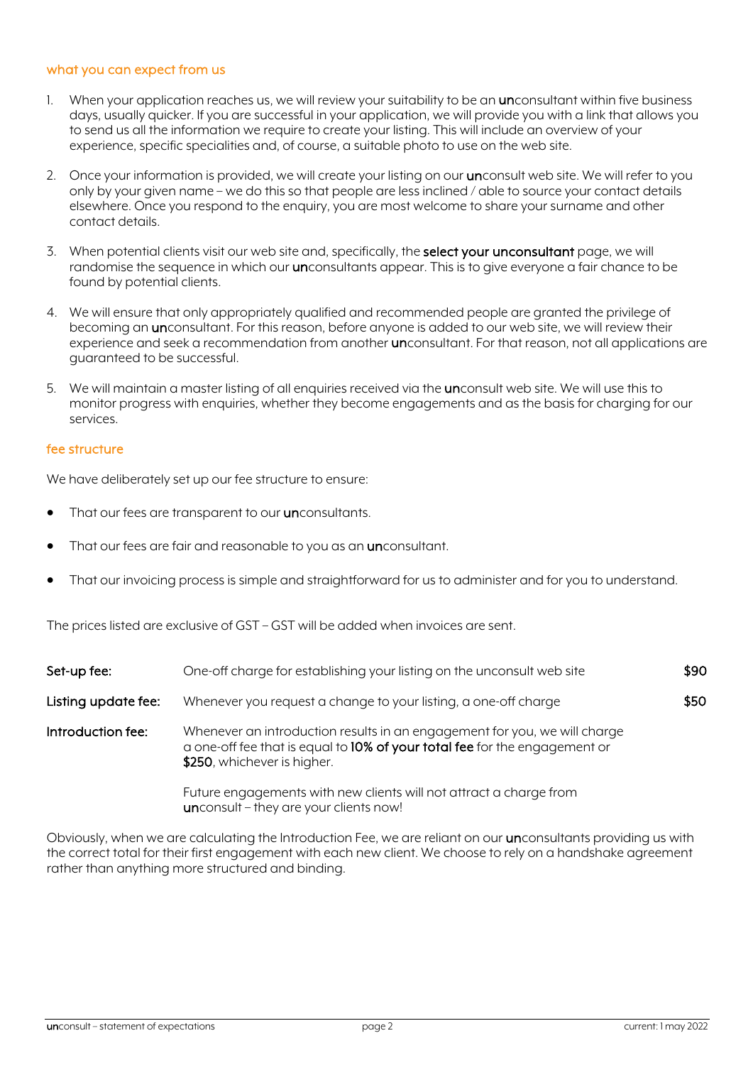## what you can expect from us

1. When your application reaches us, we will review your suitability to be an **un**consultant within five business days, usually quicker. If you are successful in your application, we will provide you with a link that allows you to send us all the information we require to create your listing. This will include an overview of your experience, specific specialities and, of course, a suitable photo to use on the web site.

2. Once your information is provided, we will create your listing on our **un**consult web site. We will refer to you only by your given name – we do this so that people are less inclined / able to source your contact details elsewhere. Once you respond to the enquiry, you are most welcome to share your surname and other contact details.

3. When potential clients visit our web site and, specifically, the **select your unconsultant** page, we will randomise the sequence in which our **un**consultants appear. This is to give everyone a fair chance to be found by potential clients.

4. We will ensure that only appropriately qualified and recommended people are granted the privilege of becoming an **un**consultant. For this reason, before anyone is added to our web site, we will review their experience and seek a recommendation from another **un**consultant. For that reason, not all applications are guaranteed to be successful.

5. We will maintain a master listing of all enquiries received via the **un**consult web site. We will use this to monitor progress with enquiries, whether they become engagements and as the basis for charging for our services.

## fee structure

We have deliberately set up our fee structure to ensure:

- That our fees are transparent to our **un**consultants.
- That our fees are fair and reasonable to you as an **un**consultant.
- That our invoicing process is simple and straightforward for us to administer and for you to understand.

The prices listed are exclusive of GST – GST will be added when invoices are sent.

| | | |
|---|---|---|
| **Set-up fee:** | One-off charge for establishing your listing on the unconsult web site | **$90** |
| **Listing update fee:** | Whenever you request a change to your listing, a one-off charge | **$50** |
| **Introduction fee:** | Whenever an introduction results in an engagement for you, we will charge a one-off fee that is equal to **10% of your total fee** for the engagement or **$250**, whichever is higher. | |
| | Future engagements with new clients will not attract a charge from **un**consult – they are your clients now! | |

Obviously, when we are calculating the Introduction Fee, we are reliant on our **un**consultants providing us with the correct total for their first engagement with each new client. We choose to rely on a handshake agreement rather than anything more structured and binding.